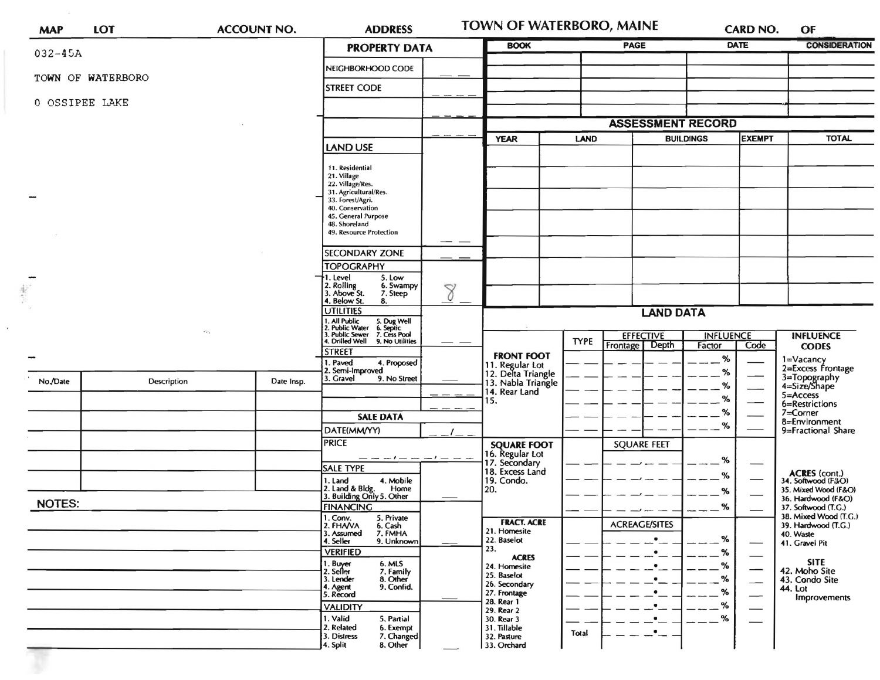| MAP | LOT | ACCOUNT NO. | ADDRESS | TOWN OF WATERBORO, MAINE | CARD NO. | OF |
|---|---|---|---|---|---|---|

032-45A

TOWN OF WATERBORO

0 OSSIPEE LAKE

## PROPERTY DATA

| Field | Value |
|---|---|
| NEIGHBORHOOD CODE | |
| STREET CODE | |
| | |
| | |
| LAND USE: 11. Residential, 21. Village, 22. Village/Res., 31. Agricultural/Res., 33. Forest/Agri., 40. Conservation, 45. General Purpose, 48. Shoreland, 49. Resource Protection | |
| SECONDARY ZONE | |
| TOPOGRAPHY: 1. Level, 2. Rolling, 3. Above St., 4. Below St., 5. Low, 6. Swampy, 7. Steep, 8. | 8 |
| UTILITIES: 1. All Public, 2. Public Water, 3. Public Sewer, 4. Drilled Well, 5. Dug Well, 6. Septic, 7. Cess Pool, 9. No Utilities | |
| STREET: 1. Paved, 2. Semi-Improved, 3. Gravel, 4. Proposed, 9. No Street | |

## SALE DATA

| Field | Value |
|---|---|
| DATE(MM/YY) | |
| PRICE | |
| SALE TYPE: 1. Land, 2. Land & Bldg., 3. Building Only, 4. Mobile Home, 5. Other | |
| FINANCING: 1. Conv., 2. FHA/VA, 3. Assumed, 4. Seller, 5. Private, 6. Cash, 7. FMHA, 9. Unknown | |
| VERIFIED: 1. Buyer, 2. Seller, 3. Lender, 4. Agent, 5. Record, 6. MLS, 7. Family, 8. Other, 9. Confid. | |
| VALIDITY: 1. Valid, 2. Related, 3. Distress, 4. Split, 5. Partial, 6. Exempt, 7. Changed, 8. Other | |

| BOOK | PAGE | DATE | CONSIDERATION |
|---|---|---|---|
| | | | |
| | | | |
| | | | |
| | | | |

## ASSESSMENT RECORD

| YEAR | LAND | BUILDINGS | EXEMPT | TOTAL |
|---|---|---|---|---|
| | | | | |
| | | | | |
| | | | | |
| | | | | |
| | | | | |
| | | | | |
| | | | | |

## LAND DATA

| | TYPE | EFFECTIVE Frontage | EFFECTIVE Depth | INFLUENCE Factor | INFLUENCE Code |
|---|---|---|---|---|---|
| FRONT FOOT: 11. Regular Lot, 12. Delta Triangle, 13. Nabla Triangle, 14. Rear Land, 15. | | | | % | |
| SQUARE FOOT: 16. Regular Lot, 17. Secondary, 18. Excess Land, 19. Condo., 20. | | SQUARE FEET | | % | |
| FRACT. ACRE: 21. Homesite, 22. Baselot, 23. | | ACREAGE/SITES | | % | |
| ACRES: 24. Homesite, 25. Baselot, 26. Secondary, 27. Frontage, 28. Rear 1, 29. Rear 2, 30. Rear 3, 31. Tillable, 32. Pasture, 33. Orchard | Total | | | % | |

**INFLUENCE CODES**
1=Vacancy
2=Excess Frontage
3=Topography
4=Size/Shape
5=Access
6=Restrictions
7=Corner
8=Environment
9=Fractional Share

**ACRES (cont.)**
34. Softwood (F&O)
35. Mixed Wood (F&O)
36. Hardwood (F&O)
37. Softwood (T.G.)
38. Mixed Wood (T.G.)
39. Hardwood (T.G.)
40. Waste
41. Gravel Pit

**SITE**
42. Moho Site
43. Condo Site
44. Lot Improvements

| No./Date | Description | Date Insp. |
|---|---|---|
| | | |
| | | |
| | | |
| | | |
| | | |

**NOTES:**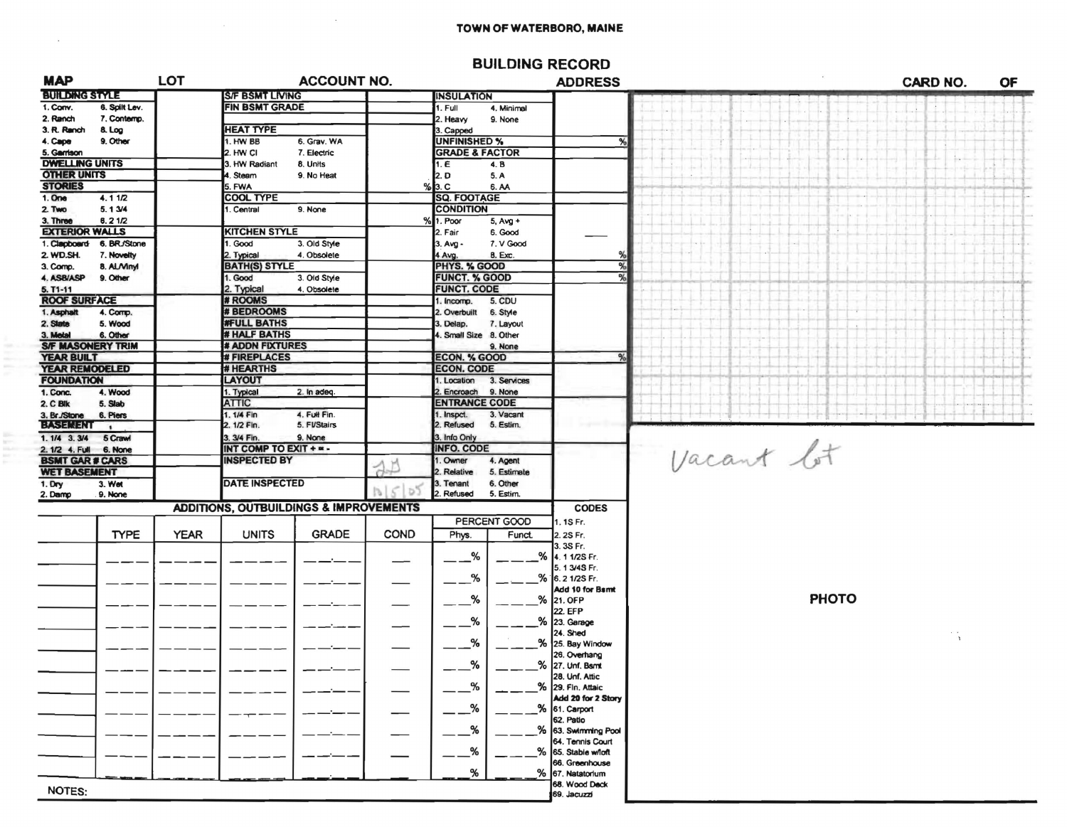TOWN OF WATERBORO, MAINE

# BUILDING RECORD

MAP | LOT | ACCOUNT NO. | ADDRESS | CARD NO. | OF

| | | | | | | | |
|---|---|---|---|---|---|---|---|
| **BUILDING STYLE** | | **S/F BSMT LIVING** | | **INSULATION** | | | |
| 1. Conv. 6. Split Lev. | | **FIN BSMT GRADE** | | 1. Full 4. Minimal | | | |
| 2. Ranch 7. Contemp. | | | | 2. Heavy 9. None | | | |
| 3. R. Ranch 8. Log | | **HEAT TYPE** | | 3. Capped | | | |
| 4. Cape 9. Other | | 1. HW BB 6. Grav. WA | | **UNFINISHED %** | % | | |
| 5. Garrison | | 2. HW CI 7. Electric | | **GRADE & FACTOR** | | | |
| **DWELLING UNITS** | | 3. HW Radiant 8. Units | | 1. E 4. B | | | |
| **OTHER UNITS** | | 4. Steam 9. No Heat | | 2. D 5. A | | | |
| **STORIES** | | 5. FWA | % | 3. C 6. AA | | | |
| 1. One 4. 1 1/2 | | **COOL TYPE** | | **SQ. FOOTAGE** | | | |
| 2. Two 5. 1 3/4 | | 1. Central 9. None | | **CONDITION** | | | |
| 3. Three 6. 2 1/2 | | | % | 1. Poor 5. Avg + | | | |
| **EXTERIOR WALLS** | | **KITCHEN STYLE** | | 2. Fair 6. Good | ___ | | |
| 1. Clapboard 6. BR./Stone | | 1. Good 3. Old Style | | 3. Avg - 7. V Good | | | |
| 2. WD.SH. 7. Novelty | | 2. Typical 4. Obsolete | | 4 Avg. 8. Exc. | % | | |
| 3. Comp. 8. AL/Vinyl | | **BATH(S) STYLE** | | **PHYS. % GOOD** | % | | |
| 4. ASB/ASP 9. Other | | 1. Good 3. Old Style | | **FUNCT. % GOOD** | % | | |
| 5. T1-11 | | 2. Typical 4. Obsolete | | **FUNCT. CODE** | | | |
| **ROOF SURFACE** | | **# ROOMS** | | 1. Incomp. 5. CDU | | | |
| 1. Asphalt 4. Comp. | | **# BEDROOMS** | | 2. Overbuilt 6. Style | | | |
| 2. Slate 5. Wood | | **#FULL BATHS** | | 3. Delap. 7. Layout | | | |
| 3. Metal 6. Other | | **# HALF BATHS** | | 4. Small Size 8. Other | | | |
| **S/F MASONERY TRIM** | | **# ADDN FIXTURES** | | 9. None | | | |
| **YEAR BUILT** | | **# FIREPLACES** | | **ECON. % GOOD** | % | | |
| **YEAR REMODELED** | | **# HEARTHS** | | **ECON. CODE** | | | |
| **FOUNDATION** | | **LAYOUT** | | 1. Location 3. Services | | | |
| 1. Conc. 4. Wood | | 1. Typical 2. In adeq. | | 2. Encroach 9. None | | | |
| 2. C Blk 5. Slab | | **ATTIC** | | **ENTRANCE CODE** | | | |
| 3. Br./Stone 6. Piers | | 1. 1/4 Fin 4. Full Fin. | | 1. Inspct. 3. Vacant | | | |
| **BASEMENT** | | 2. 1/2 Fin. 5. Fl/Stairs | | 2. Refused 5. Estim. | | | |
| 1. 1/4 3. 3/4 5 Crawl | | 3. 3/4 Fin. 9. None | | 3. Info Only | | | |
| 2. 1/2 4. Full 6. None | | **INT COMP TO EXIT + = -** | | **INFO. CODE** | | | |
| **BSMT GAR # CARS** | | **INSPECTED BY** | JJ | 1. Owner 4. Agent | | | |
| **WET BASEMENT** | | | | 2. Relative 5. Estimate | | | |
| 1. Dry 3. Wet | | **DATE INSPECTED** | 12/5/05 | 3. Tenant 6. Other | | | |
| 2. Damp 9. None | | | | 2. Refused 5. Estim. | | | |

Vacant lot

## ADDITIONS, OUTBUILDINGS & IMPROVEMENTS

| | TYPE | YEAR | UNITS | GRADE | COND | PERCENT GOOD Phys. | PERCENT GOOD Funct. |
|---|---|---|---|---|---|---|---|
| | | | | | | % | % |
| | | | | | | % | % |
| | | | | | | % | % |
| | | | | | | % | % |
| | | | | | | % | % |
| | | | | | | % | % |
| | | | | | | % | % |
| | | | | | | % | % |
| | | | | | | % | % |
| | | | | | | % | % |
| | | | | | | % | % |

**CODES**

1. 1S Fr.
2. 2S Fr.
3. 3S Fr.
4. 1 1/2S Fr.
5. 1 3/4S Fr.
6. 2 1/2S Fr.

**Add 10 for Bsmt**

21. OFP
22. EFP
23. Garage
24. Shed
25. Bay Window
26. Overhang
27. Unf. Bsmt
28. Unf. Attic
29. Fin. Attaic

**Add 20 for 2 Story**

61. Carport
62. Patio
63. Swimming Pool
64. Tennis Court
65. Stable w/loft
66. Greenhouse
67. Natatorium
68. Wood Deck
69. Jacuzzi

NOTES:

PHOTO